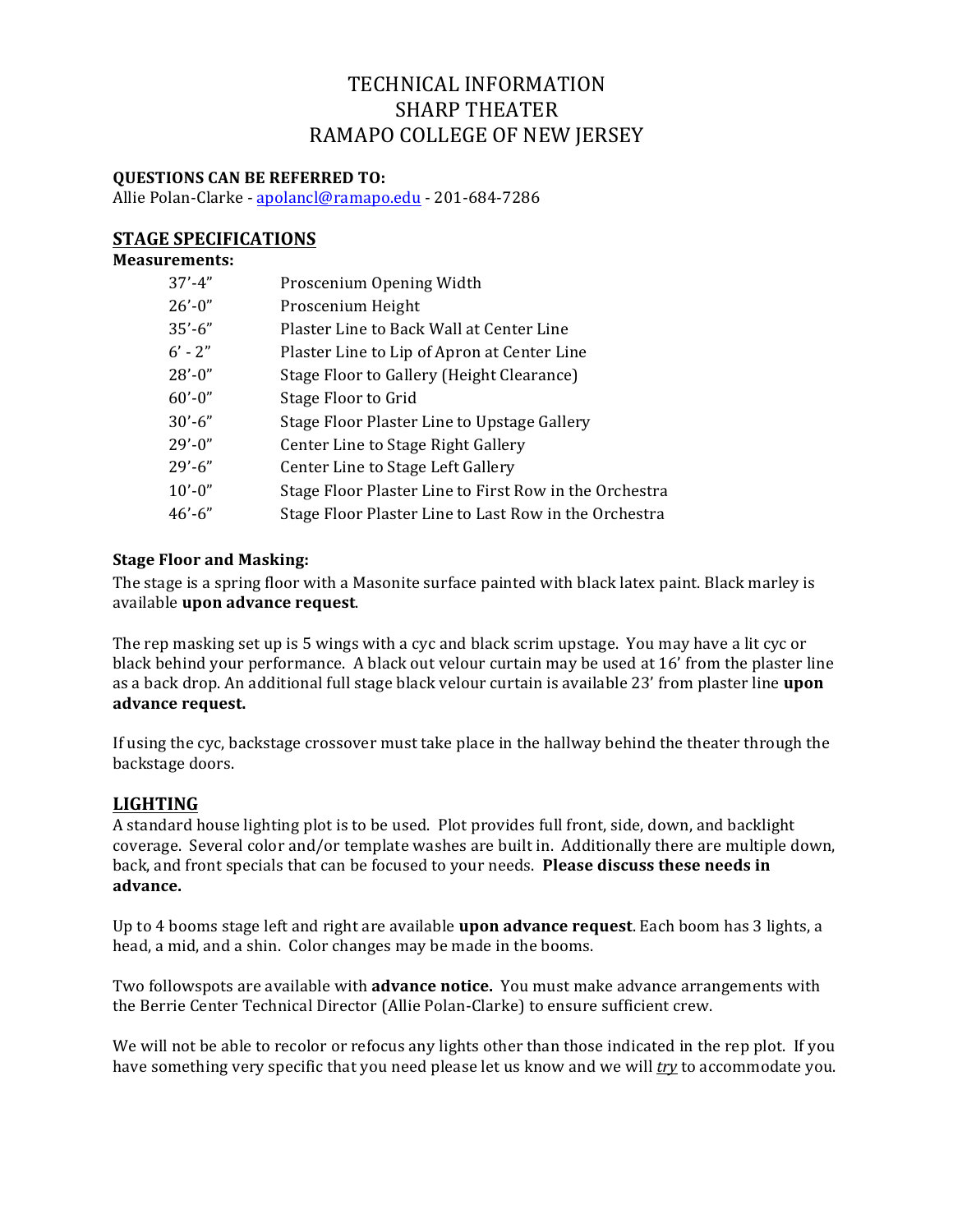# TECHNICAL INFORMATION
# SHARP THEATER
# RAMAPO COLLEGE OF NEW JERSEY

**QUESTIONS CAN BE REFERRED TO:**
Allie Polan-Clarke - apolancl@ramapo.edu - 201-684-7286

## STAGE SPECIFICATIONS

**Measurements:**

| | |
|---|---|
| 37'-4" | Proscenium Opening Width |
| 26'-0" | Proscenium Height |
| 35'-6" | Plaster Line to Back Wall at Center Line |
| 6' - 2" | Plaster Line to Lip of Apron at Center Line |
| 28'-0" | Stage Floor to Gallery (Height Clearance) |
| 60'-0" | Stage Floor to Grid |
| 30'-6" | Stage Floor Plaster Line to Upstage Gallery |
| 29'-0" | Center Line to Stage Right Gallery |
| 29'-6" | Center Line to Stage Left Gallery |
| 10'-0" | Stage Floor Plaster Line to First Row in the Orchestra |
| 46'-6" | Stage Floor Plaster Line to Last Row in the Orchestra |

**Stage Floor and Masking:**

The stage is a spring floor with a Masonite surface painted with black latex paint. Black marley is available **upon advance request**.

The rep masking set up is 5 wings with a cyc and black scrim upstage. You may have a lit cyc or black behind your performance. A black out velour curtain may be used at 16' from the plaster line as a back drop. An additional full stage black velour curtain is available 23' from plaster line **upon advance request.**

If using the cyc, backstage crossover must take place in the hallway behind the theater through the backstage doors.

## LIGHTING

A standard house lighting plot is to be used. Plot provides full front, side, down, and backlight coverage. Several color and/or template washes are built in. Additionally there are multiple down, back, and front specials that can be focused to your needs. **Please discuss these needs in advance.**

Up to 4 booms stage left and right are available **upon advance request**. Each boom has 3 lights, a head, a mid, and a shin. Color changes may be made in the booms.

Two followspots are available with **advance notice.** You must make advance arrangements with the Berrie Center Technical Director (Allie Polan-Clarke) to ensure sufficient crew.

We will not be able to recolor or refocus any lights other than those indicated in the rep plot. If you have something very specific that you need please let us know and we will ***try*** to accommodate you.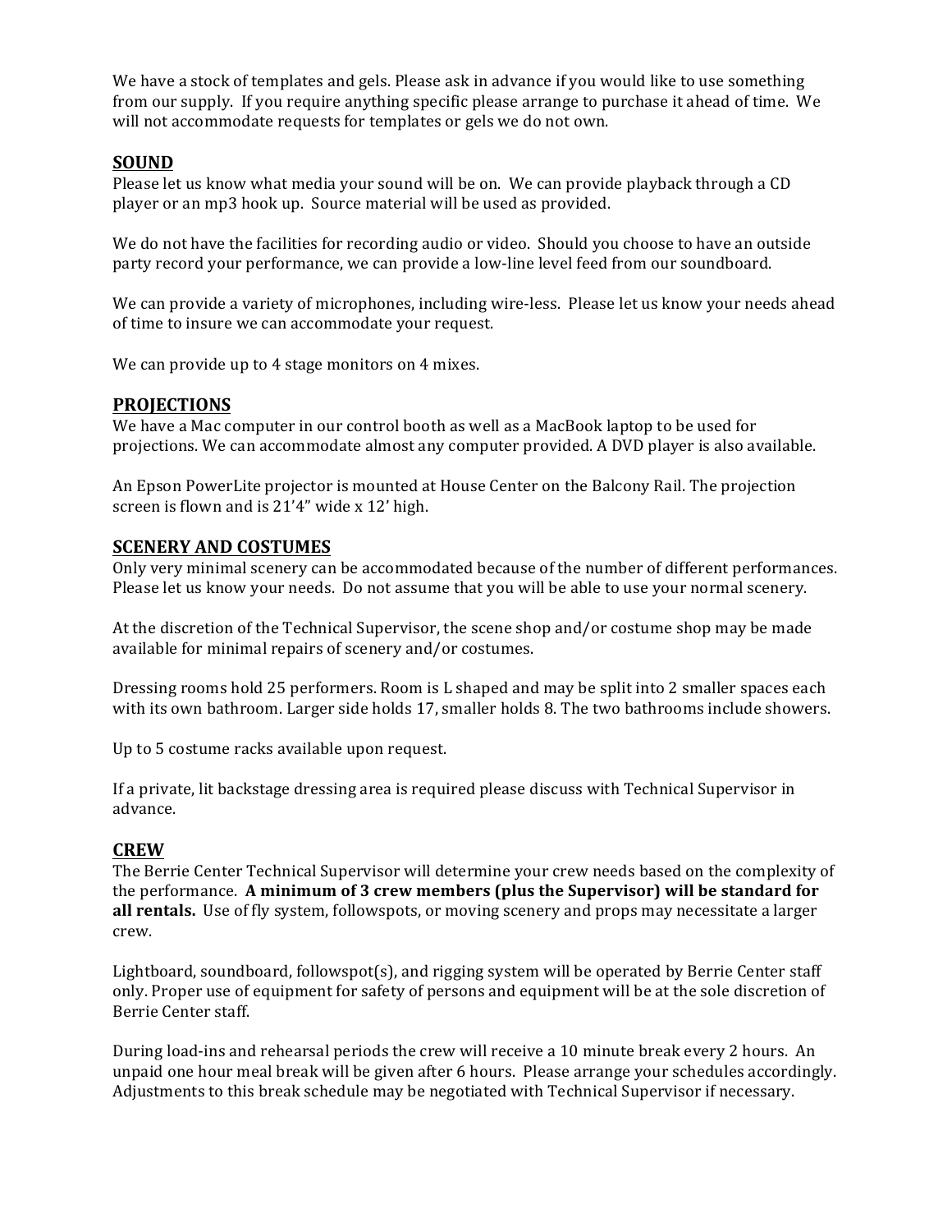We have a stock of templates and gels. Please ask in advance if you would like to use something from our supply. If you require anything specific please arrange to purchase it ahead of time. We will not accommodate requests for templates or gels we do not own.

## SOUND

Please let us know what media your sound will be on. We can provide playback through a CD player or an mp3 hook up. Source material will be used as provided.

We do not have the facilities for recording audio or video. Should you choose to have an outside party record your performance, we can provide a low-line level feed from our soundboard.

We can provide a variety of microphones, including wire-less. Please let us know your needs ahead of time to insure we can accommodate your request.

We can provide up to 4 stage monitors on 4 mixes.

## PROJECTIONS

We have a Mac computer in our control booth as well as a MacBook laptop to be used for projections. We can accommodate almost any computer provided. A DVD player is also available.

An Epson PowerLite projector is mounted at House Center on the Balcony Rail. The projection screen is flown and is 21'4" wide x 12' high.

## SCENERY AND COSTUMES

Only very minimal scenery can be accommodated because of the number of different performances. Please let us know your needs. Do not assume that you will be able to use your normal scenery.

At the discretion of the Technical Supervisor, the scene shop and/or costume shop may be made available for minimal repairs of scenery and/or costumes.

Dressing rooms hold 25 performers. Room is L shaped and may be split into 2 smaller spaces each with its own bathroom. Larger side holds 17, smaller holds 8. The two bathrooms include showers.

Up to 5 costume racks available upon request.

If a private, lit backstage dressing area is required please discuss with Technical Supervisor in advance.

## CREW

The Berrie Center Technical Supervisor will determine your crew needs based on the complexity of the performance. **A minimum of 3 crew members (plus the Supervisor) will be standard for all rentals.** Use of fly system, followspots, or moving scenery and props may necessitate a larger crew.

Lightboard, soundboard, followspot(s), and rigging system will be operated by Berrie Center staff only. Proper use of equipment for safety of persons and equipment will be at the sole discretion of Berrie Center staff.

During load-ins and rehearsal periods the crew will receive a 10 minute break every 2 hours. An unpaid one hour meal break will be given after 6 hours. Please arrange your schedules accordingly. Adjustments to this break schedule may be negotiated with Technical Supervisor if necessary.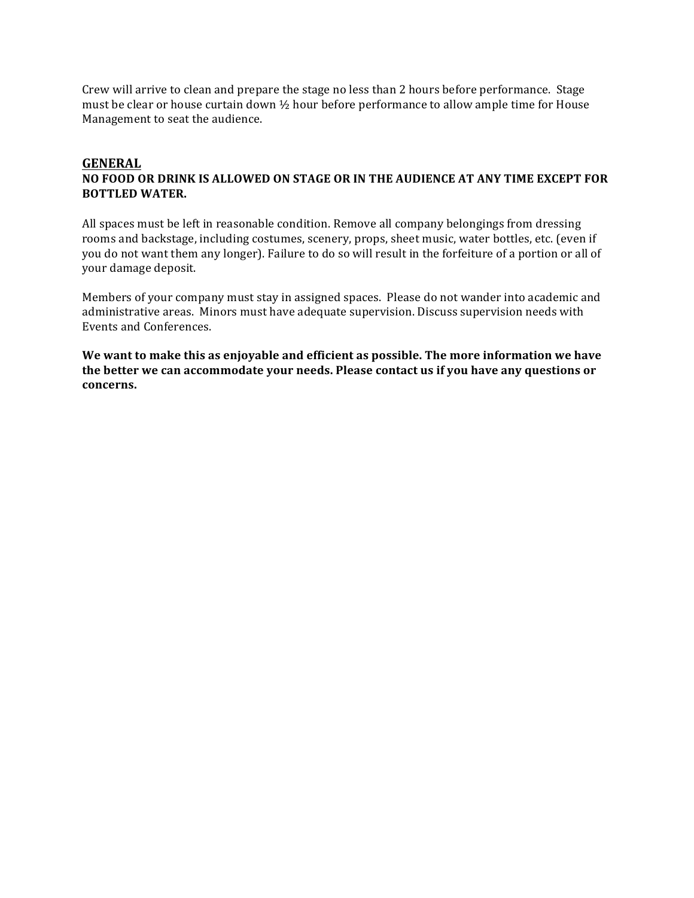Crew will arrive to clean and prepare the stage no less than 2 hours before performance. Stage must be clear or house curtain down ½ hour before performance to allow ample time for House Management to seat the audience.

## GENERAL

**NO FOOD OR DRINK IS ALLOWED ON STAGE OR IN THE AUDIENCE AT ANY TIME EXCEPT FOR BOTTLED WATER.**

All spaces must be left in reasonable condition. Remove all company belongings from dressing rooms and backstage, including costumes, scenery, props, sheet music, water bottles, etc. (even if you do not want them any longer). Failure to do so will result in the forfeiture of a portion or all of your damage deposit.

Members of your company must stay in assigned spaces. Please do not wander into academic and administrative areas. Minors must have adequate supervision. Discuss supervision needs with Events and Conferences.

**We want to make this as enjoyable and efficient as possible. The more information we have the better we can accommodate your needs. Please contact us if you have any questions or concerns.**